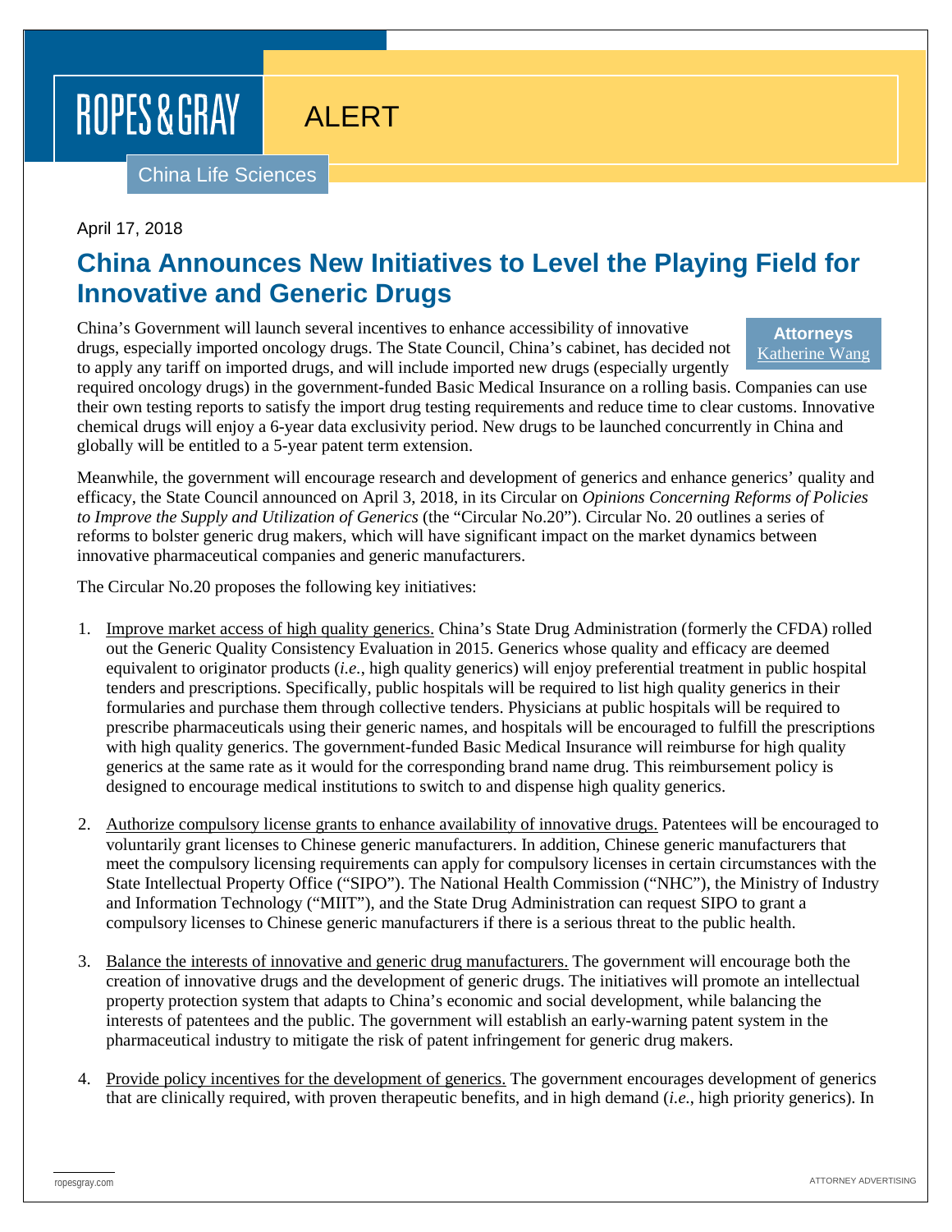ROPES & GRAY

ALERT

China Life Sciences

April 17, 2018

# China Announces New Initiatives to Level the Playing Field for Innovative and Generic Drugs

**Attorneys**
Katherine Wang

China's Government will launch several incentives to enhance accessibility of innovative drugs, especially imported oncology drugs. The State Council, China's cabinet, has decided not to apply any tariff on imported drugs, and will include imported new drugs (especially urgently required oncology drugs) in the government-funded Basic Medical Insurance on a rolling basis. Companies can use their own testing reports to satisfy the import drug testing requirements and reduce time to clear customs. Innovative chemical drugs will enjoy a 6-year data exclusivity period. New drugs to be launched concurrently in China and globally will be entitled to a 5-year patent term extension.

Meanwhile, the government will encourage research and development of generics and enhance generics' quality and efficacy, the State Council announced on April 3, 2018, in its Circular on *Opinions Concerning Reforms of Policies to Improve the Supply and Utilization of Generics* (the "Circular No.20"). Circular No. 20 outlines a series of reforms to bolster generic drug makers, which will have significant impact on the market dynamics between innovative pharmaceutical companies and generic manufacturers.

The Circular No.20 proposes the following key initiatives:

1. Improve market access of high quality generics. China's State Drug Administration (formerly the CFDA) rolled out the Generic Quality Consistency Evaluation in 2015. Generics whose quality and efficacy are deemed equivalent to originator products (*i.e.*, high quality generics) will enjoy preferential treatment in public hospital tenders and prescriptions. Specifically, public hospitals will be required to list high quality generics in their formularies and purchase them through collective tenders. Physicians at public hospitals will be required to prescribe pharmaceuticals using their generic names, and hospitals will be encouraged to fulfill the prescriptions with high quality generics. The government-funded Basic Medical Insurance will reimburse for high quality generics at the same rate as it would for the corresponding brand name drug. This reimbursement policy is designed to encourage medical institutions to switch to and dispense high quality generics.

2. Authorize compulsory license grants to enhance availability of innovative drugs. Patentees will be encouraged to voluntarily grant licenses to Chinese generic manufacturers. In addition, Chinese generic manufacturers that meet the compulsory licensing requirements can apply for compulsory licenses in certain circumstances with the State Intellectual Property Office ("SIPO"). The National Health Commission ("NHC"), the Ministry of Industry and Information Technology ("MIIT"), and the State Drug Administration can request SIPO to grant a compulsory licenses to Chinese generic manufacturers if there is a serious threat to the public health.

3. Balance the interests of innovative and generic drug manufacturers. The government will encourage both the creation of innovative drugs and the development of generic drugs. The initiatives will promote an intellectual property protection system that adapts to China's economic and social development, while balancing the interests of patentees and the public. The government will establish an early-warning patent system in the pharmaceutical industry to mitigate the risk of patent infringement for generic drug makers.

4. Provide policy incentives for the development of generics. The government encourages development of generics that are clinically required, with proven therapeutic benefits, and in high demand (*i.e.*, high priority generics). In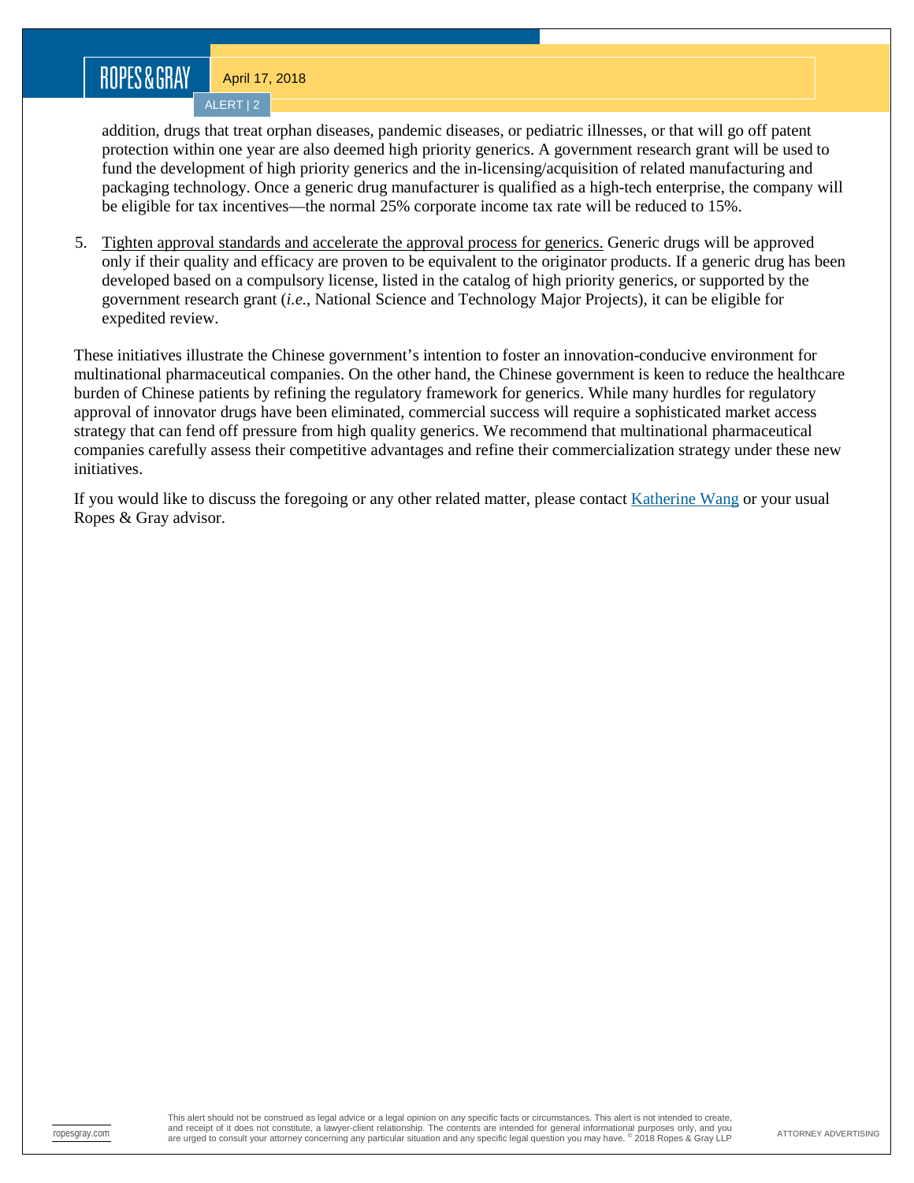addition, drugs that treat orphan diseases, pandemic diseases, or pediatric illnesses, or that will go off patent protection within one year are also deemed high priority generics. A government research grant will be used to fund the development of high priority generics and the in-licensing/acquisition of related manufacturing and packaging technology. Once a generic drug manufacturer is qualified as a high-tech enterprise, the company will be eligible for tax incentives—the normal 25% corporate income tax rate will be reduced to 15%.

5. <u>Tighten approval standards and accelerate the approval process for generics.</u> Generic drugs will be approved only if their quality and efficacy are proven to be equivalent to the originator products. If a generic drug has been developed based on a compulsory license, listed in the catalog of high priority generics, or supported by the government research grant (*i.e.,* National Science and Technology Major Projects), it can be eligible for expedited review.

These initiatives illustrate the Chinese government's intention to foster an innovation-conducive environment for multinational pharmaceutical companies. On the other hand, the Chinese government is keen to reduce the healthcare burden of Chinese patients by refining the regulatory framework for generics. While many hurdles for regulatory approval of innovator drugs have been eliminated, commercial success will require a sophisticated market access strategy that can fend off pressure from high quality generics. We recommend that multinational pharmaceutical companies carefully assess their competitive advantages and refine their commercialization strategy under these new initiatives.

If you would like to discuss the foregoing or any other related matter, please contact Katherine Wang or your usual Ropes & Gray advisor.

This alert should not be construed as legal advice or a legal opinion on any specific facts or circumstances. This alert is not intended to create, and receipt of it does not constitute, a lawyer-client relationship. The contents are intended for general informational purposes only, and you are urged to consult your attorney concerning any particular situation and any specific legal question you may have. © 2018 Ropes & Gray LLP

ATTORNEY ADVERTISING